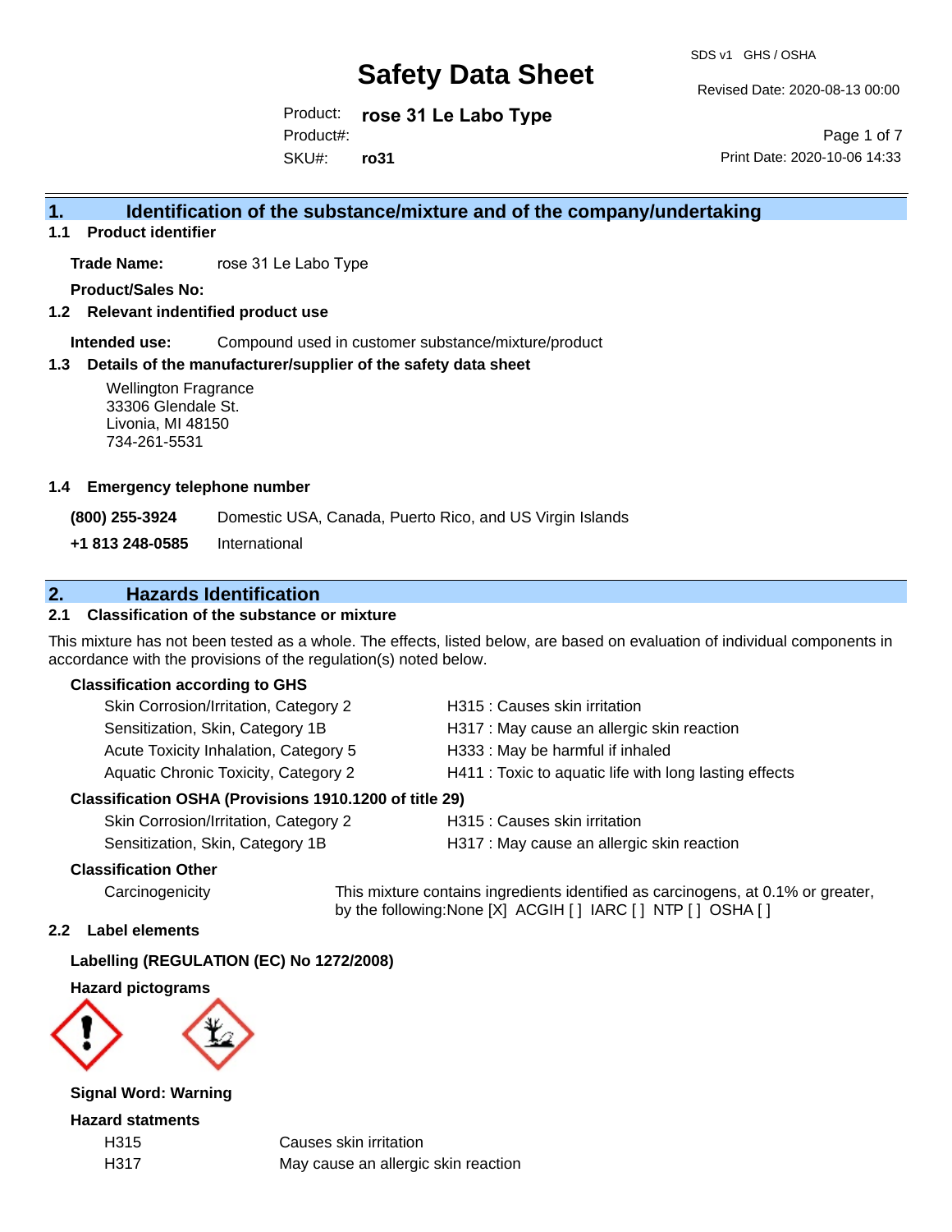# Safety Data Sheet

SDS v1 GHS / OSHA

Revised Date: 2020-08-13 00:00

Product: **rose 31 Le Labo Type**
Product#:
SKU#: **ro31**

Print Date: 2020-10-06 14:33

## 1. Identification of the substance/mixture and of the company/undertaking

### 1.1 Product identifier

**Trade Name:** rose 31 Le Labo Type

**Product/Sales No:**

### 1.2 Relevant identified product use

**Intended use:** Compound used in customer substance/mixture/product

### 1.3 Details of the manufacturer/supplier of the safety data sheet

Wellington Fragrance
33306 Glendale St.
Livonia, MI 48150
734-261-5531

### 1.4 Emergency telephone number

**(800) 255-3924** Domestic USA, Canada, Puerto Rico, and US Virgin Islands

**+1 813 248-0585** International

## 2. Hazards Identification

### 2.1 Classification of the substance or mixture

This mixture has not been tested as a whole. The effects, listed below, are based on evaluation of individual components in accordance with the provisions of the regulation(s) noted below.

**Classification according to GHS**

| | |
|---|---|
| Skin Corrosion/Irritation, Category 2 | H315 : Causes skin irritation |
| Sensitization, Skin, Category 1B | H317 : May cause an allergic skin reaction |
| Acute Toxicity Inhalation, Category 5 | H333 : May be harmful if inhaled |
| Aquatic Chronic Toxicity, Category 2 | H411 : Toxic to aquatic life with long lasting effects |

**Classification OSHA (Provisions 1910.1200 of title 29)**

| | |
|---|---|
| Skin Corrosion/Irritation, Category 2 | H315 : Causes skin irritation |
| Sensitization, Skin, Category 1B | H317 : May cause an allergic skin reaction |

**Classification Other**

Carcinogenicity: This mixture contains ingredients identified as carcinogens, at 0.1% or greater, by the following:None [X] ACGIH [ ] IARC [ ] NTP [ ] OSHA [ ]

### 2.2 Label elements

**Labelling (REGULATION (EC) No 1272/2008)**

**Hazard pictograms**

**Signal Word: Warning**

**Hazard statments**

| | |
|---|---|
| H315 | Causes skin irritation |
| H317 | May cause an allergic skin reaction |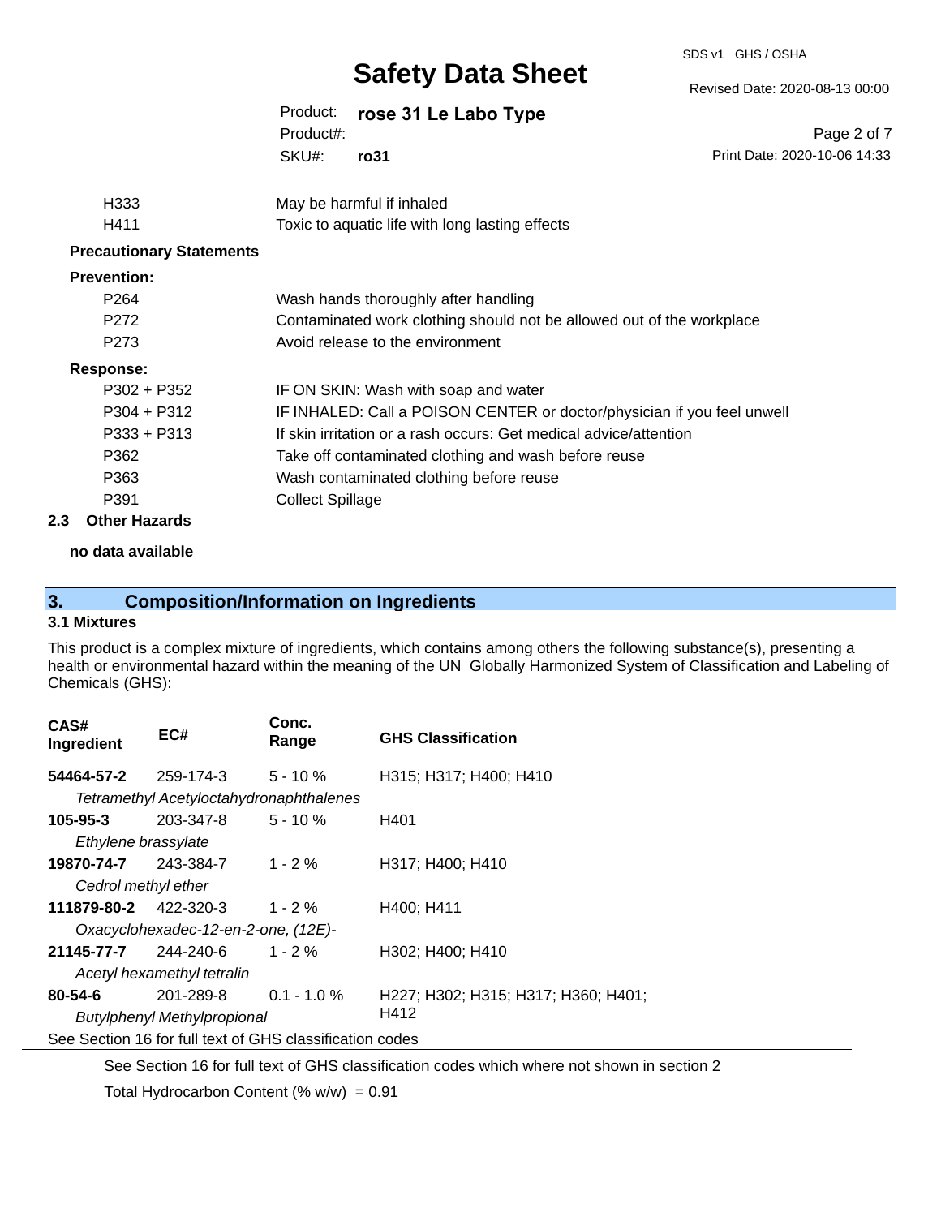| | |
|---|---|
| H333 | May be harmful if inhaled |
| H411 | Toxic to aquatic life with long lasting effects |

**Precautionary Statements**

**Prevention:**

| | |
|---|---|
| P264 | Wash hands thoroughly after handling |
| P272 | Contaminated work clothing should not be allowed out of the workplace |
| P273 | Avoid release to the environment |

**Response:**

| | |
|---|---|
| P302 + P352 | IF ON SKIN: Wash with soap and water |
| P304 + P312 | IF INHALED: Call a POISON CENTER or doctor/physician if you feel unwell |
| P333 + P313 | If skin irritation or a rash occurs: Get medical advice/attention |
| P362 | Take off contaminated clothing and wash before reuse |
| P363 | Wash contaminated clothing before reuse |
| P391 | Collect Spillage |

**2.3 Other Hazards**

**no data available**

## 3. Composition/Information on Ingredients

**3.1 Mixtures**

This product is a complex mixture of ingredients, which contains among others the following substance(s), presenting a health or environmental hazard within the meaning of the UN Globally Harmonized System of Classification and Labeling of Chemicals (GHS):

| CAS# Ingredient | EC# | Conc. Range | GHS Classification |
|---|---|---|---|
| **54464-57-2** | 259-174-3 | 5 - 10 % | H315; H317; H400; H410 |
| *Tetramethyl Acetyloctahydronaphthalenes* | | | |
| **105-95-3** | 203-347-8 | 5 - 10 % | H401 |
| *Ethylene brassylate* | | | |
| **19870-74-7** | 243-384-7 | 1 - 2 % | H317; H400; H410 |
| *Cedrol methyl ether* | | | |
| **111879-80-2** | 422-320-3 | 1 - 2 % | H400; H411 |
| *Oxacyclohexadec-12-en-2-one, (12E)-* | | | |
| **21145-77-7** | 244-240-6 | 1 - 2 % | H302; H400; H410 |
| *Acetyl hexamethyl tetralin* | | | |
| **80-54-6** | 201-289-8 | 0.1 - 1.0 % | H227; H302; H315; H317; H360; H401; H412 |
| *Butylphenyl Methylpropional* | | | |

See Section 16 for full text of GHS classification codes

See Section 16 for full text of GHS classification codes which where not shown in section 2

Total Hydrocarbon Content (% w/w) = 0.91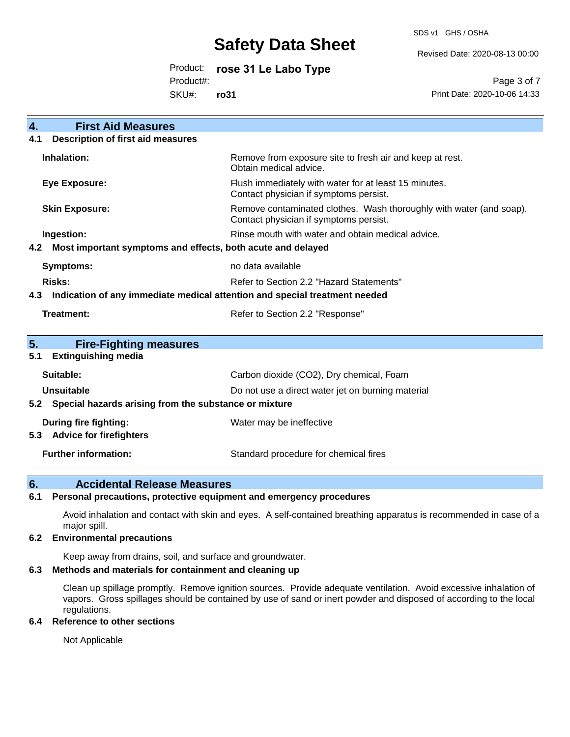## 4. First Aid Measures

### 4.1 Description of first aid measures

| | |
|---|---|
| **Inhalation:** | Remove from exposure site to fresh air and keep at rest. Obtain medical advice. |
| **Eye Exposure:** | Flush immediately with water for at least 15 minutes. Contact physician if symptoms persist. |
| **Skin Exposure:** | Remove contaminated clothes. Wash thoroughly with water (and soap). Contact physician if symptoms persist. |
| **Ingestion:** | Rinse mouth with water and obtain medical advice. |

### 4.2 Most important symptoms and effects, both acute and delayed

| | |
|---|---|
| **Symptoms:** | no data available |
| **Risks:** | Refer to Section 2.2 "Hazard Statements" |

### 4.3 Indication of any immediate medical attention and special treatment needed

| | |
|---|---|
| **Treatment:** | Refer to Section 2.2 "Response" |

## 5. Fire-Fighting measures

### 5.1 Extinguishing media

| | |
|---|---|
| **Suitable:** | Carbon dioxide ($CO_2$), Dry chemical, Foam |
| **Unsuitable** | Do not use a direct water jet on burning material |

### 5.2 Special hazards arising from the substance or mixture

| | |
|---|---|
| **During fire fighting:** | Water may be ineffective |

### 5.3 Advice for firefighters

| | |
|---|---|
| **Further information:** | Standard procedure for chemical fires |

## 6. Accidental Release Measures

### 6.1 Personal precautions, protective equipment and emergency procedures

Avoid inhalation and contact with skin and eyes. A self-contained breathing apparatus is recommended in case of a major spill.

### 6.2 Environmental precautions

Keep away from drains, soil, and surface and groundwater.

### 6.3 Methods and materials for containment and cleaning up

Clean up spillage promptly. Remove ignition sources. Provide adequate ventilation. Avoid excessive inhalation of vapors. Gross spillages should be contained by use of sand or inert powder and disposed of according to the local regulations.

### 6.4 Reference to other sections

Not Applicable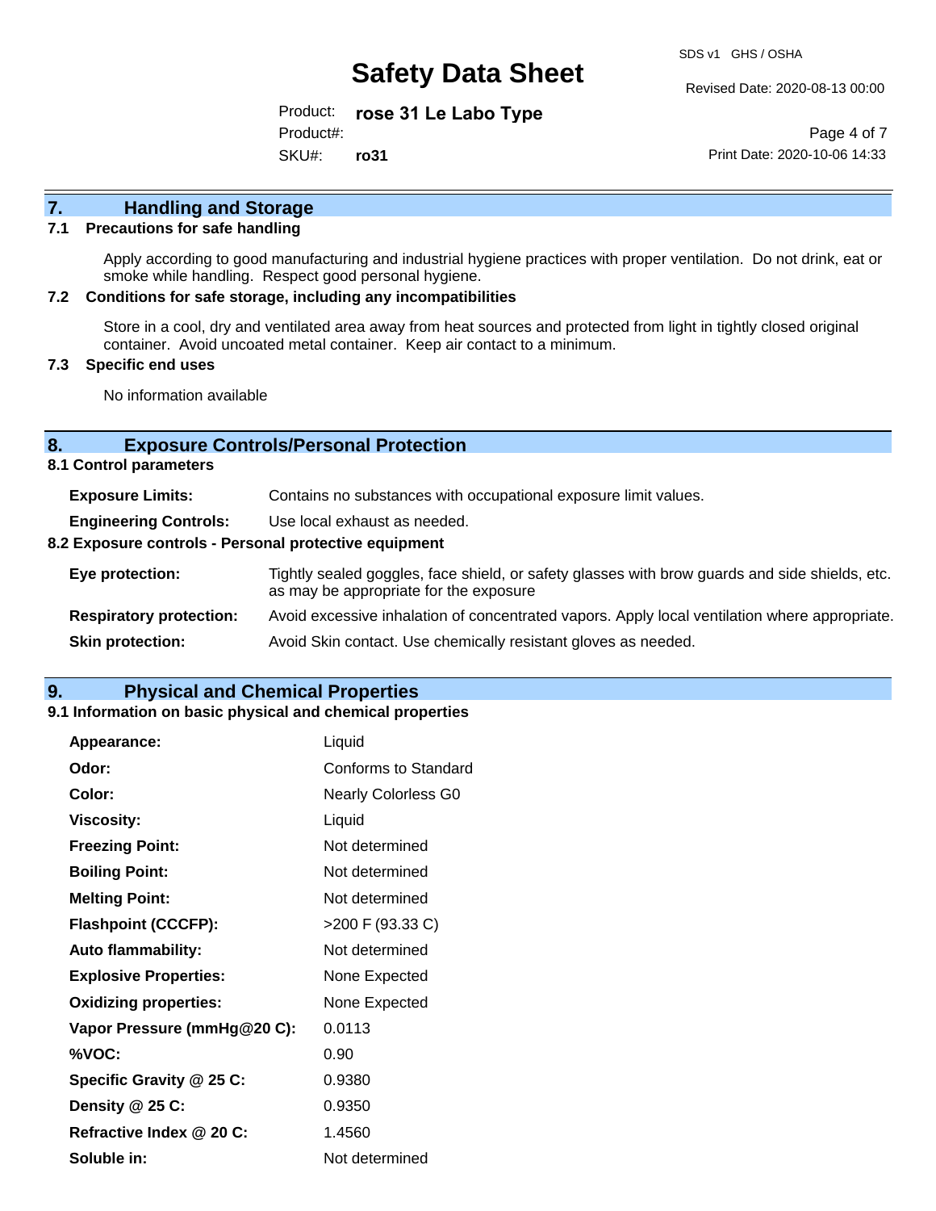## 7. Handling and Storage

### 7.1 Precautions for safe handling

Apply according to good manufacturing and industrial hygiene practices with proper ventilation. Do not drink, eat or smoke while handling. Respect good personal hygiene.

### 7.2 Conditions for safe storage, including any incompatibilities

Store in a cool, dry and ventilated area away from heat sources and protected from light in tightly closed original container. Avoid uncoated metal container. Keep air contact to a minimum.

### 7.3 Specific end uses

No information available

## 8. Exposure Controls/Personal Protection

### 8.1 Control parameters

| | |
|---|---|
| **Exposure Limits:** | Contains no substances with occupational exposure limit values. |
| **Engineering Controls:** | Use local exhaust as needed. |

### 8.2 Exposure controls - Personal protective equipment

| | |
|---|---|
| **Eye protection:** | Tightly sealed goggles, face shield, or safety glasses with brow guards and side shields, etc. as may be appropriate for the exposure |
| **Respiratory protection:** | Avoid excessive inhalation of concentrated vapors. Apply local ventilation where appropriate. |
| **Skin protection:** | Avoid Skin contact. Use chemically resistant gloves as needed. |

## 9. Physical and Chemical Properties

### 9.1 Information on basic physical and chemical properties

| | |
|---|---|
| **Appearance:** | Liquid |
| **Odor:** | Conforms to Standard |
| **Color:** | Nearly Colorless G0 |
| **Viscosity:** | Liquid |
| **Freezing Point:** | Not determined |
| **Boiling Point:** | Not determined |
| **Melting Point:** | Not determined |
| **Flashpoint (CCCFP):** | >200 F (93.33 C) |
| **Auto flammability:** | Not determined |
| **Explosive Properties:** | None Expected |
| **Oxidizing properties:** | None Expected |
| **Vapor Pressure (mmHg@20 C):** | 0.0113 |
| **%VOC:** | 0.90 |
| **Specific Gravity @ 25 C:** | 0.9380 |
| **Density @ 25 C:** | 0.9350 |
| **Refractive Index @ 20 C:** | 1.4560 |
| **Soluble in:** | Not determined |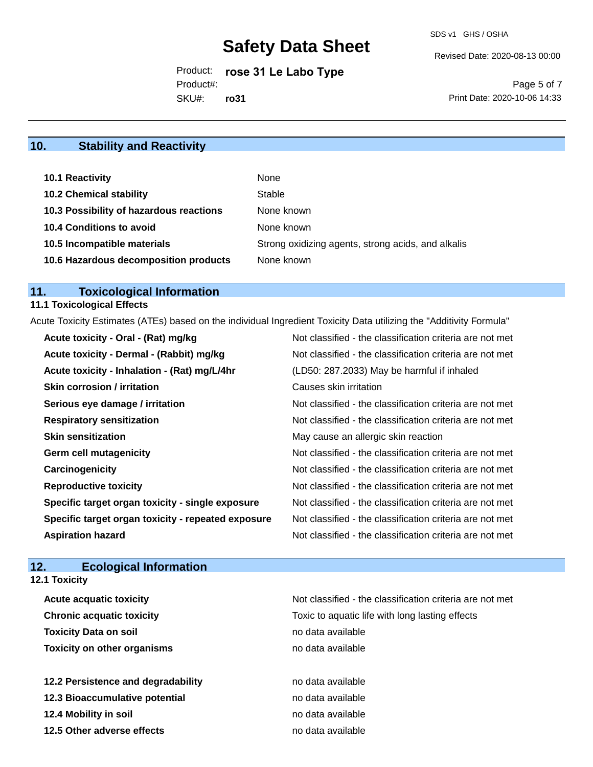## 10. Stability and Reactivity

| | |
|---|---|
| **10.1 Reactivity** | None |
| **10.2 Chemical stability** | Stable |
| **10.3 Possibility of hazardous reactions** | None known |
| **10.4 Conditions to avoid** | None known |
| **10.5 Incompatible materials** | Strong oxidizing agents, strong acids, and alkalis |
| **10.6 Hazardous decomposition products** | None known |

## 11. Toxicological Information

### 11.1 Toxicological Effects

Acute Toxicity Estimates (ATEs) based on the individual Ingredient Toxicity Data utilizing the "Additivity Formula"

| | |
|---|---|
| **Acute toxicity - Oral - (Rat) mg/kg** | Not classified - the classification criteria are not met |
| **Acute toxicity - Dermal - (Rabbit) mg/kg** | Not classified - the classification criteria are not met |
| **Acute toxicity - Inhalation - (Rat) mg/L/4hr** | (LD50: 287.2033) May be harmful if inhaled |
| **Skin corrosion / irritation** | Causes skin irritation |
| **Serious eye damage / irritation** | Not classified - the classification criteria are not met |
| **Respiratory sensitization** | Not classified - the classification criteria are not met |
| **Skin sensitization** | May cause an allergic skin reaction |
| **Germ cell mutagenicity** | Not classified - the classification criteria are not met |
| **Carcinogenicity** | Not classified - the classification criteria are not met |
| **Reproductive toxicity** | Not classified - the classification criteria are not met |
| **Specific target organ toxicity - single exposure** | Not classified - the classification criteria are not met |
| **Specific target organ toxicity - repeated exposure** | Not classified - the classification criteria are not met |
| **Aspiration hazard** | Not classified - the classification criteria are not met |

## 12. Ecological Information

### 12.1 Toxicity

| | |
|---|---|
| **Acute acquatic toxicity** | Not classified - the classification criteria are not met |
| **Chronic acquatic toxicity** | Toxic to aquatic life with long lasting effects |
| **Toxicity Data on soil** | no data available |
| **Toxicity on other organisms** | no data available |

| | |
|---|---|
| **12.2 Persistence and degradability** | no data available |
| **12.3 Bioaccumulative potential** | no data available |
| **12.4 Mobility in soil** | no data available |
| **12.5 Other adverse effects** | no data available |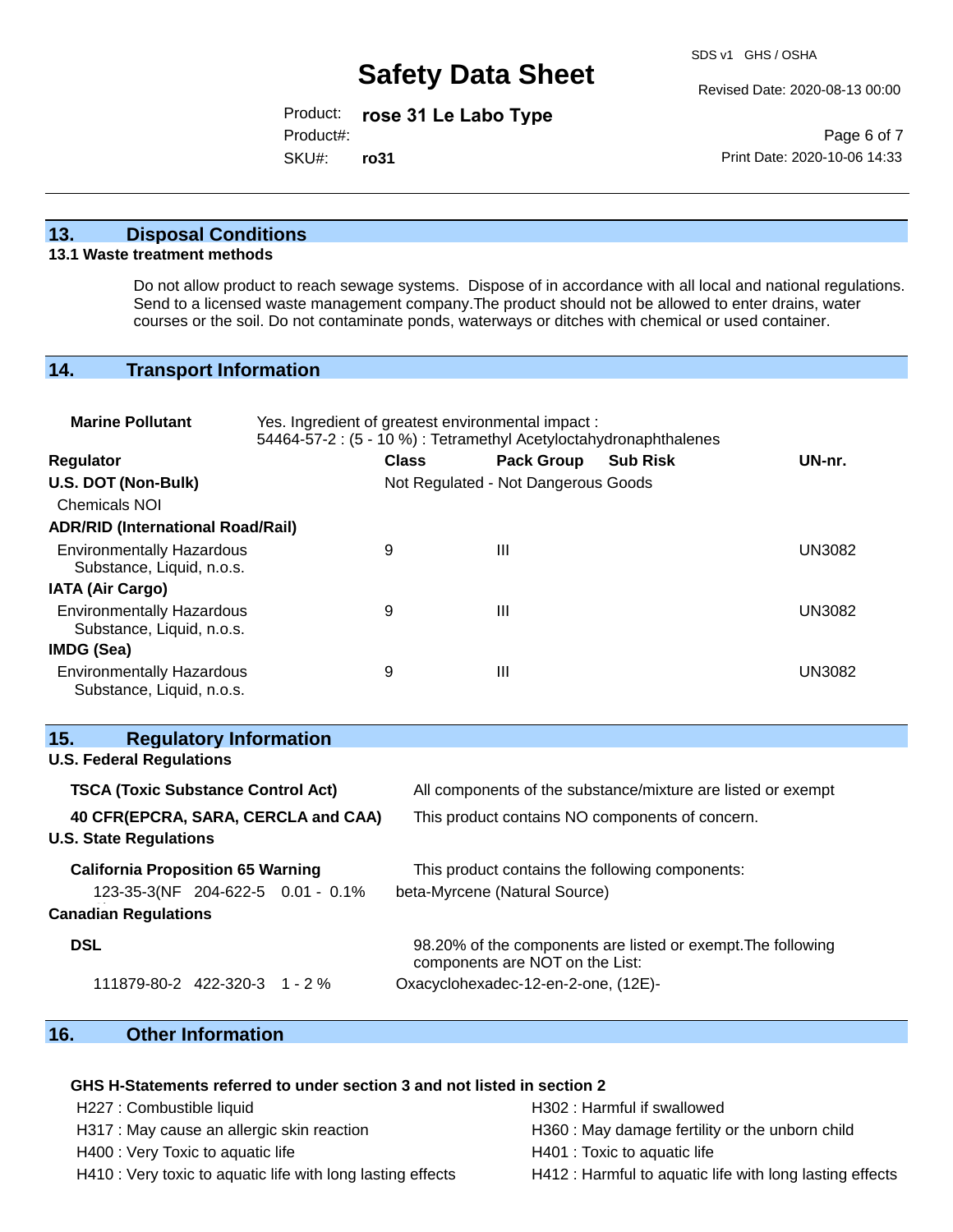## 13. Disposal Conditions

### 13.1 Waste treatment methods

Do not allow product to reach sewage systems. Dispose of in accordance with all local and national regulations. Send to a licensed waste management company.The product should not be allowed to enter drains, water courses or the soil. Do not contaminate ponds, waterways or ditches with chemical or used container.

## 14. Transport Information

**Marine Pollutant** Yes. Ingredient of greatest environmental impact :
54464-57-2 : (5 - 10 %) : Tetramethyl Acetyloctahydronaphthalenes

| Regulator | Class | Pack Group | Sub Risk | UN-nr. |
|---|---|---|---|---|
| **U.S. DOT (Non-Bulk)** | Not Regulated - Not Dangerous Goods | | | |
| Chemicals NOI | | | | |
| **ADR/RID (International Road/Rail)** | | | | |
| Environmentally Hazardous Substance, Liquid, n.o.s. | 9 | III | | UN3082 |
| **IATA (Air Cargo)** | | | | |
| Environmentally Hazardous Substance, Liquid, n.o.s. | 9 | III | | UN3082 |
| **IMDG (Sea)** | | | | |
| Environmentally Hazardous Substance, Liquid, n.o.s. | 9 | III | | UN3082 |

## 15. Regulatory Information

**U.S. Federal Regulations**

**TSCA (Toxic Substance Control Act)** All components of the substance/mixture are listed or exempt

**40 CFR(EPCRA, SARA, CERCLA and CAA)** This product contains NO components of concern.

**U.S. State Regulations**

**California Proposition 65 Warning** This product contains the following components:

123-35-3(NF 204-622-5 0.01 - 0.1% beta-Myrcene (Natural Source)

**Canadian Regulations**

**DSL** 98.20% of the components are listed or exempt.The following components are NOT on the List:

111879-80-2 422-320-3 1 - 2 % Oxacyclohexadec-12-en-2-one, (12E)-

## 16. Other Information

**GHS H-Statements referred to under section 3 and not listed in section 2**

H227 : Combustible liquid
H302 : Harmful if swallowed
H317 : May cause an allergic skin reaction
H360 : May damage fertility or the unborn child
H400 : Very Toxic to aquatic life
H401 : Toxic to aquatic life
H410 : Very toxic to aquatic life with long lasting effects
H412 : Harmful to aquatic life with long lasting effects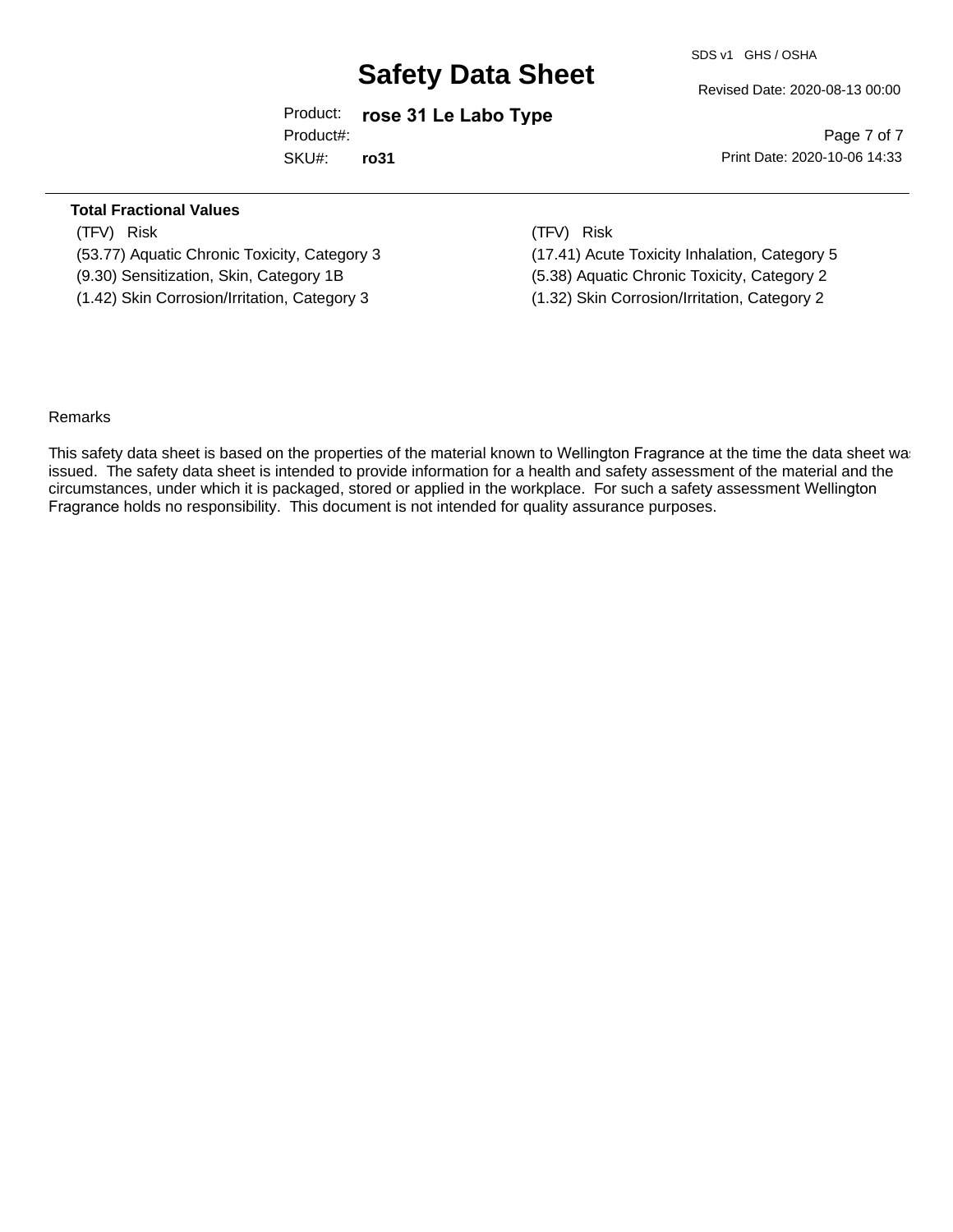**Total Fractional Values**

(TFV) Risk

(53.77) Aquatic Chronic Toxicity, Category 3

(9.30) Sensitization, Skin, Category 1B

(1.42) Skin Corrosion/Irritation, Category 3

(TFV) Risk

(17.41) Acute Toxicity Inhalation, Category 5

(5.38) Aquatic Chronic Toxicity, Category 2

(1.32) Skin Corrosion/Irritation, Category 2

Remarks

This safety data sheet is based on the properties of the material known to Wellington Fragrance at the time the data sheet was issued. The safety data sheet is intended to provide information for a health and safety assessment of the material and the circumstances, under which it is packaged, stored or applied in the workplace. For such a safety assessment Wellington Fragrance holds no responsibility. This document is not intended for quality assurance purposes.